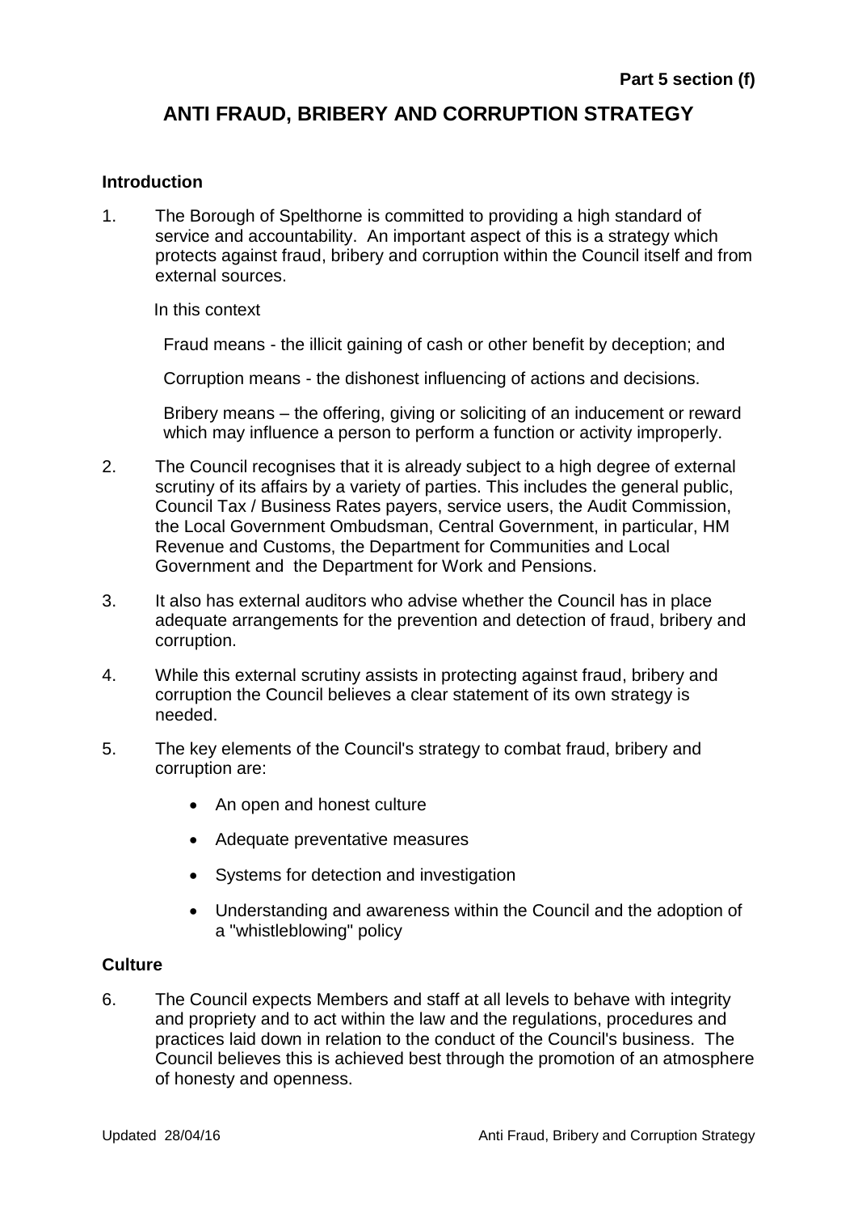**Part 5 section (f)**

# ANTI FRAUD, BRIBERY AND CORRUPTION STRATEGY

## Introduction

1. The Borough of Spelthorne is committed to providing a high standard of service and accountability. An important aspect of this is a strategy which protects against fraud, bribery and corruption within the Council itself and from external sources.

   In this context

   Fraud means - the illicit gaining of cash or other benefit by deception; and

   Corruption means - the dishonest influencing of actions and decisions.

   Bribery means – the offering, giving or soliciting of an inducement or reward which may influence a person to perform a function or activity improperly.

2. The Council recognises that it is already subject to a high degree of external scrutiny of its affairs by a variety of parties. This includes the general public, Council Tax / Business Rates payers, service users, the Audit Commission, the Local Government Ombudsman, Central Government, in particular, HM Revenue and Customs, the Department for Communities and Local Government and the Department for Work and Pensions.

3. It also has external auditors who advise whether the Council has in place adequate arrangements for the prevention and detection of fraud, bribery and corruption.

4. While this external scrutiny assists in protecting against fraud, bribery and corruption the Council believes a clear statement of its own strategy is needed.

5. The key elements of the Council's strategy to combat fraud, bribery and corruption are:

   - An open and honest culture
   - Adequate preventative measures
   - Systems for detection and investigation
   - Understanding and awareness within the Council and the adoption of a "whistleblowing" policy

## Culture

6. The Council expects Members and staff at all levels to behave with integrity and propriety and to act within the law and the regulations, procedures and practices laid down in relation to the conduct of the Council's business. The Council believes this is achieved best through the promotion of an atmosphere of honesty and openness.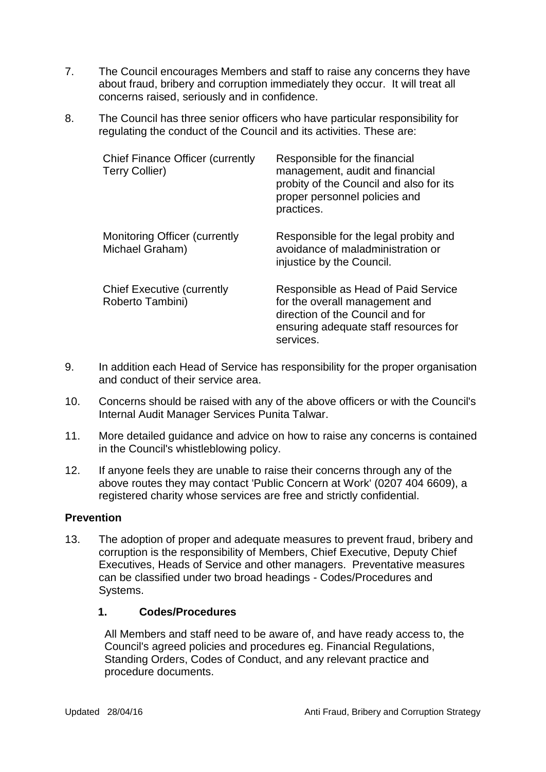7. The Council encourages Members and staff to raise any concerns they have about fraud, bribery and corruption immediately they occur. It will treat all concerns raised, seriously and in confidence.

8. The Council has three senior officers who have particular responsibility for regulating the conduct of the Council and its activities. These are:

| | |
|---|---|
| Chief Finance Officer (currently Terry Collier) | Responsible for the financial management, audit and financial probity of the Council and also for its proper personnel policies and practices. |
| Monitoring Officer (currently Michael Graham) | Responsible for the legal probity and avoidance of maladministration or injustice by the Council. |
| Chief Executive (currently Roberto Tambini) | Responsible as Head of Paid Service for the overall management and direction of the Council and for ensuring adequate staff resources for services. |

9. In addition each Head of Service has responsibility for the proper organisation and conduct of their service area.

10. Concerns should be raised with any of the above officers or with the Council's Internal Audit Manager Services Punita Talwar.

11. More detailed guidance and advice on how to raise any concerns is contained in the Council's whistleblowing policy.

12. If anyone feels they are unable to raise their concerns through any of the above routes they may contact 'Public Concern at Work' (0207 404 6609), a registered charity whose services are free and strictly confidential.

## Prevention

13. The adoption of proper and adequate measures to prevent fraud, bribery and corruption is the responsibility of Members, Chief Executive, Deputy Chief Executives, Heads of Service and other managers. Preventative measures can be classified under two broad headings - Codes/Procedures and Systems.

### 1. Codes/Procedures

All Members and staff need to be aware of, and have ready access to, the Council's agreed policies and procedures eg. Financial Regulations, Standing Orders, Codes of Conduct, and any relevant practice and procedure documents.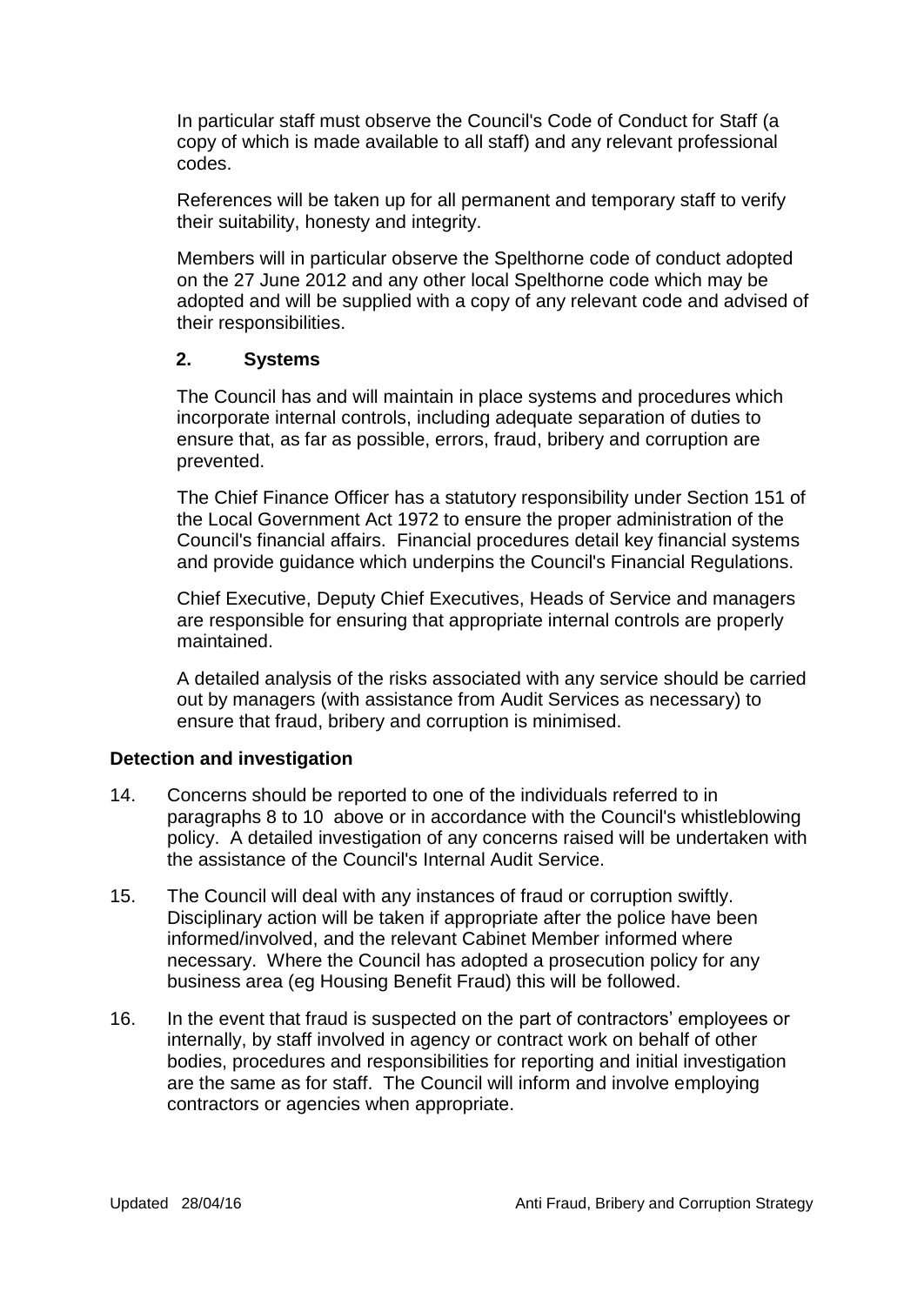In particular staff must observe the Council's Code of Conduct for Staff (a copy of which is made available to all staff) and any relevant professional codes.

References will be taken up for all permanent and temporary staff to verify their suitability, honesty and integrity.

Members will in particular observe the Spelthorne code of conduct adopted on the 27 June 2012 and any other local Spelthorne code which may be adopted and will be supplied with a copy of any relevant code and advised of their responsibilities.

**2. Systems**

The Council has and will maintain in place systems and procedures which incorporate internal controls, including adequate separation of duties to ensure that, as far as possible, errors, fraud, bribery and corruption are prevented.

The Chief Finance Officer has a statutory responsibility under Section 151 of the Local Government Act 1972 to ensure the proper administration of the Council's financial affairs. Financial procedures detail key financial systems and provide guidance which underpins the Council's Financial Regulations.

Chief Executive, Deputy Chief Executives, Heads of Service and managers are responsible for ensuring that appropriate internal controls are properly maintained.

A detailed analysis of the risks associated with any service should be carried out by managers (with assistance from Audit Services as necessary) to ensure that fraud, bribery and corruption is minimised.

**Detection and investigation**

14. Concerns should be reported to one of the individuals referred to in paragraphs 8 to 10 above or in accordance with the Council's whistleblowing policy. A detailed investigation of any concerns raised will be undertaken with the assistance of the Council's Internal Audit Service.

15. The Council will deal with any instances of fraud or corruption swiftly. Disciplinary action will be taken if appropriate after the police have been informed/involved, and the relevant Cabinet Member informed where necessary. Where the Council has adopted a prosecution policy for any business area (eg Housing Benefit Fraud) this will be followed.

16. In the event that fraud is suspected on the part of contractors' employees or internally, by staff involved in agency or contract work on behalf of other bodies, procedures and responsibilities for reporting and initial investigation are the same as for staff. The Council will inform and involve employing contractors or agencies when appropriate.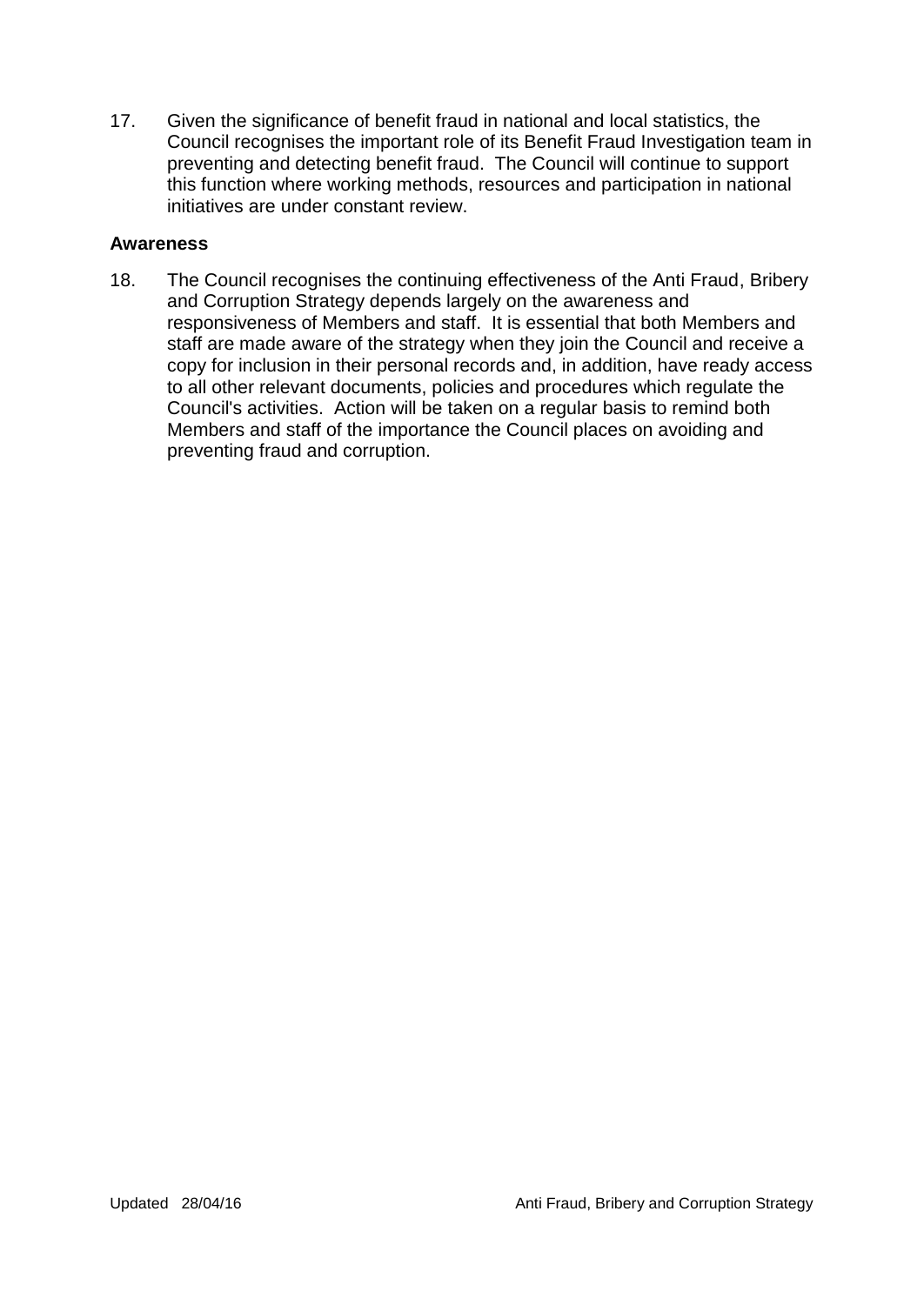17. Given the significance of benefit fraud in national and local statistics, the Council recognises the important role of its Benefit Fraud Investigation team in preventing and detecting benefit fraud. The Council will continue to support this function where working methods, resources and participation in national initiatives are under constant review.

**Awareness**

18. The Council recognises the continuing effectiveness of the Anti Fraud, Bribery and Corruption Strategy depends largely on the awareness and responsiveness of Members and staff. It is essential that both Members and staff are made aware of the strategy when they join the Council and receive a copy for inclusion in their personal records and, in addition, have ready access to all other relevant documents, policies and procedures which regulate the Council's activities. Action will be taken on a regular basis to remind both Members and staff of the importance the Council places on avoiding and preventing fraud and corruption.